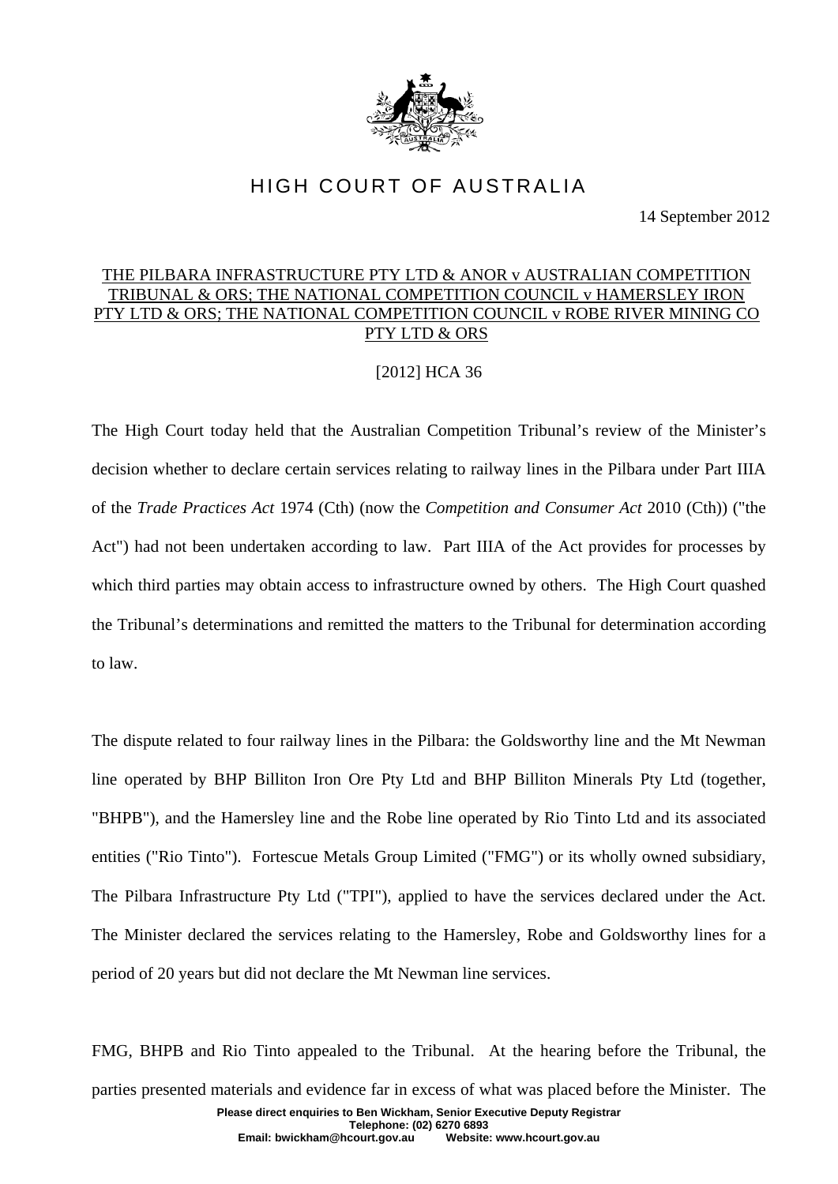# HIGH COURT OF AUSTRALIA

14 September 2012

THE PILBARA INFRASTRUCTURE PTY LTD & ANOR v AUSTRALIAN COMPETITION TRIBUNAL & ORS; THE NATIONAL COMPETITION COUNCIL v HAMERSLEY IRON PTY LTD & ORS; THE NATIONAL COMPETITION COUNCIL v ROBE RIVER MINING CO PTY LTD & ORS

[2012] HCA 36

The High Court today held that the Australian Competition Tribunal's review of the Minister's decision whether to declare certain services relating to railway lines in the Pilbara under Part IIIA of the *Trade Practices Act* 1974 (Cth) (now the *Competition and Consumer Act* 2010 (Cth)) ("the Act") had not been undertaken according to law. Part IIIA of the Act provides for processes by which third parties may obtain access to infrastructure owned by others. The High Court quashed the Tribunal's determinations and remitted the matters to the Tribunal for determination according to law.

The dispute related to four railway lines in the Pilbara: the Goldsworthy line and the Mt Newman line operated by BHP Billiton Iron Ore Pty Ltd and BHP Billiton Minerals Pty Ltd (together, "BHPB"), and the Hamersley line and the Robe line operated by Rio Tinto Ltd and its associated entities ("Rio Tinto"). Fortescue Metals Group Limited ("FMG") or its wholly owned subsidiary, The Pilbara Infrastructure Pty Ltd ("TPI"), applied to have the services declared under the Act. The Minister declared the services relating to the Hamersley, Robe and Goldsworthy lines for a period of 20 years but did not declare the Mt Newman line services.

FMG, BHPB and Rio Tinto appealed to the Tribunal. At the hearing before the Tribunal, the parties presented materials and evidence far in excess of what was placed before the Minister. The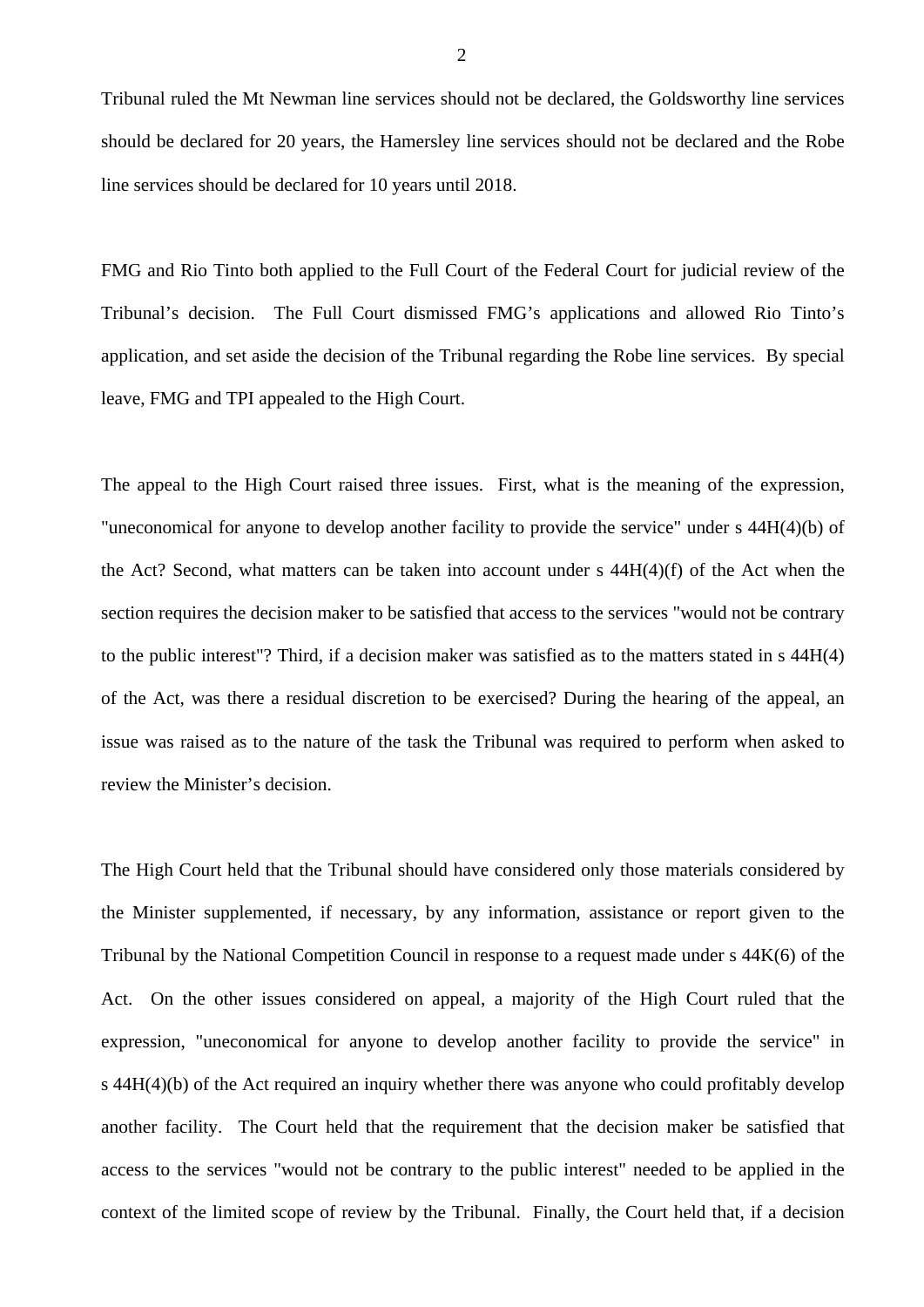Tribunal ruled the Mt Newman line services should not be declared, the Goldsworthy line services should be declared for 20 years, the Hamersley line services should not be declared and the Robe line services should be declared for 10 years until 2018.

FMG and Rio Tinto both applied to the Full Court of the Federal Court for judicial review of the Tribunal's decision. The Full Court dismissed FMG's applications and allowed Rio Tinto's application, and set aside the decision of the Tribunal regarding the Robe line services. By special leave, FMG and TPI appealed to the High Court.

The appeal to the High Court raised three issues. First, what is the meaning of the expression, "uneconomical for anyone to develop another facility to provide the service" under s 44H(4)(b) of the Act? Second, what matters can be taken into account under s 44H(4)(f) of the Act when the section requires the decision maker to be satisfied that access to the services "would not be contrary to the public interest"? Third, if a decision maker was satisfied as to the matters stated in s 44H(4) of the Act, was there a residual discretion to be exercised? During the hearing of the appeal, an issue was raised as to the nature of the task the Tribunal was required to perform when asked to review the Minister's decision.

The High Court held that the Tribunal should have considered only those materials considered by the Minister supplemented, if necessary, by any information, assistance or report given to the Tribunal by the National Competition Council in response to a request made under s 44K(6) of the Act. On the other issues considered on appeal, a majority of the High Court ruled that the expression, "uneconomical for anyone to develop another facility to provide the service" in s 44H(4)(b) of the Act required an inquiry whether there was anyone who could profitably develop another facility. The Court held that the requirement that the decision maker be satisfied that access to the services "would not be contrary to the public interest" needed to be applied in the context of the limited scope of review by the Tribunal. Finally, the Court held that, if a decision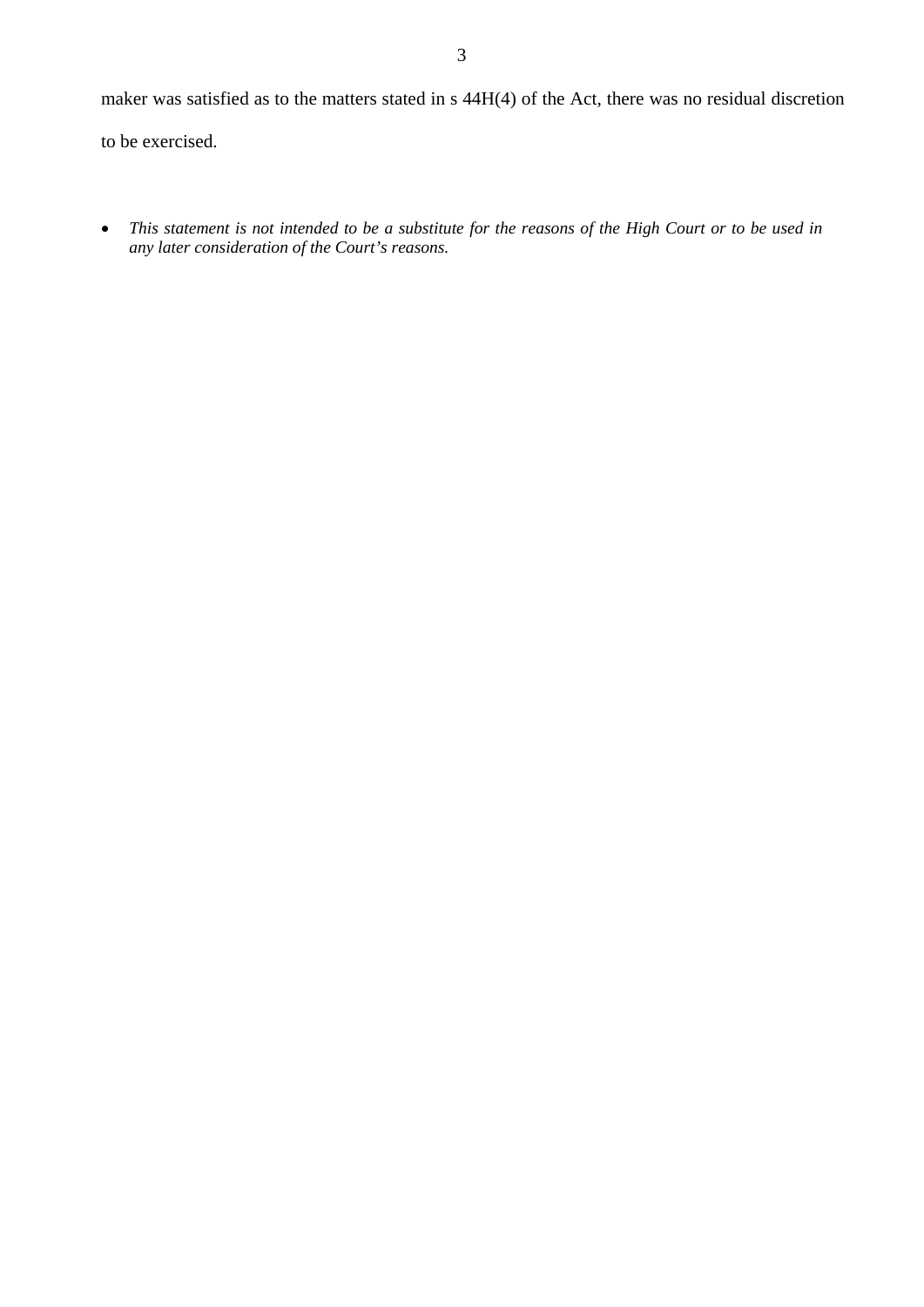maker was satisfied as to the matters stated in s 44H(4) of the Act, there was no residual discretion to be exercised.

- *This statement is not intended to be a substitute for the reasons of the High Court or to be used in any later consideration of the Court's reasons.*